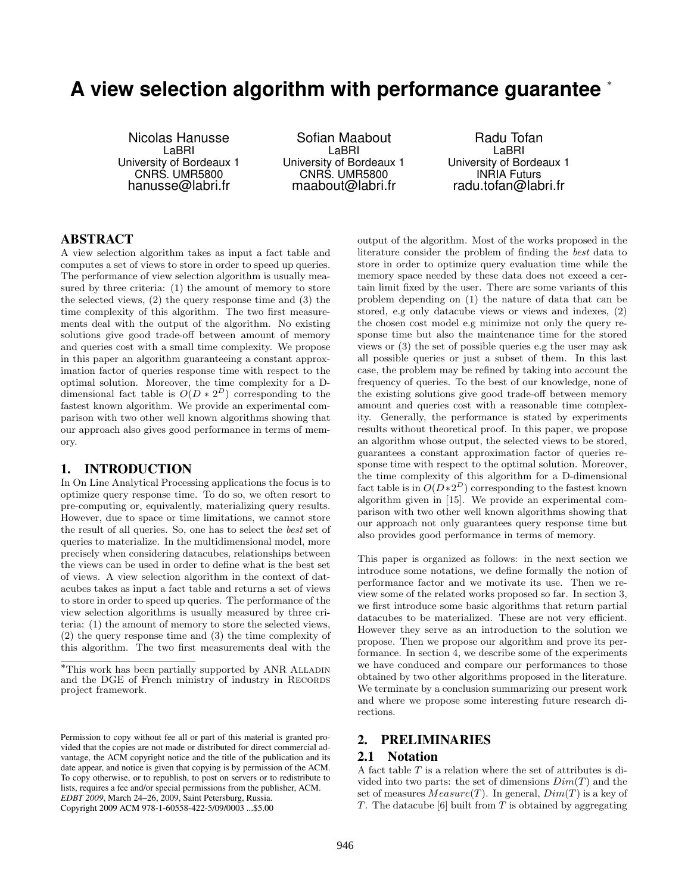# A view selection algorithm with performance guarantee *

Nicolas Hanusse
LaBRI
University of Bordeaux 1
CNRS. UMR5800
hanusse@labri.fr

Sofian Maabout
LaBRI
University of Bordeaux 1
CNRS. UMR5800
maabout@labri.fr

Radu Tofan
LaBRI
University of Bordeaux 1
INRIA Futurs
radu.tofan@labri.fr

## ABSTRACT

A view selection algorithm takes as input a fact table and computes a set of views to store in order to speed up queries. The performance of view selection algorithm is usually measured by three criteria: (1) the amount of memory to store the selected views, (2) the query response time and (3) the time complexity of this algorithm. The two first measurements deal with the output of the algorithm. No existing solutions give good trade-off between amount of memory and queries cost with a small time complexity. We propose in this paper an algorithm guaranteeing a constant approximation factor of queries response time with respect to the optimal solution. Moreover, the time complexity for a D-dimensional fact table is $O(D * 2^D)$ corresponding to the fastest known algorithm. We provide an experimental comparison with two other well known algorithms showing that our approach also gives good performance in terms of memory.

## 1. INTRODUCTION

In On Line Analytical Processing applications the focus is to optimize query response time. To do so, we often resort to pre-computing or, equivalently, materializing query results. However, due to space or time limitations, we cannot store the result of all queries. So, one has to select the *best* set of queries to materialize. In the multidimensional model, more precisely when considering datacubes, relationships between the views can be used in order to define what is the best set of views. A view selection algorithm in the context of datacubes takes as input a fact table and returns a set of views to store in order to speed up queries. The performance of the view selection algorithms is usually measured by three criteria: (1) the amount of memory to store the selected views, (2) the query response time and (3) the time complexity of this algorithm. The two first measurements deal with the output of the algorithm. Most of the works proposed in the literature consider the problem of finding the *best* data to store in order to optimize query evaluation time while the memory space needed by these data does not exceed a certain limit fixed by the user. There are some variants of this problem depending on (1) the nature of data that can be stored, e.g only datacube views or views and indexes, (2) the chosen cost model e.g minimize not only the query response time but also the maintenance time for the stored views or (3) the set of possible queries e.g the user may ask all possible queries or just a subset of them. In this last case, the problem may be refined by taking into account the frequency of queries. To the best of our knowledge, none of the existing solutions give good trade-off between memory amount and queries cost with a reasonable time complexity. Generally, the performance is stated by experiments results without theoretical proof. In this paper, we propose an algorithm whose output, the selected views to be stored, guarantees a constant approximation factor of queries response time with respect to the optimal solution. Moreover, the time complexity of this algorithm for a D-dimensional fact table is in $O(D*2^D)$ corresponding to the fastest known algorithm given in [15]. We provide an experimental comparison with two other well known algorithms showing that our approach not only guarantees query response time but also provides good performance in terms of memory.

This paper is organized as follows: in the next section we introduce some notations, we define formally the notion of performance factor and we motivate its use. Then we review some of the related works proposed so far. In section 3, we first introduce some basic algorithms that return partial datacubes to be materialized. These are not very efficient. However they serve as an introduction to the solution we propose. Then we propose our algorithm and prove its performance. In section 4, we describe some of the experiments we have conduced and compare our performances to those obtained by two other algorithms proposed in the literature. We terminate by a conclusion summarizing our present work and where we propose some interesting future research directions.

## 2. PRELIMINARIES

### 2.1 Notation

A fact table $T$ is a relation where the set of attributes is divided into two parts: the set of dimensions $Dim(T)$ and the set of measures $Measure(T)$. In general, $Dim(T)$ is a key of $T$. The datacube [6] built from $T$ is obtained by aggregating

*This work has been partially supported by ANR ALLADIN and the DGE of French ministry of industry in RECORDS project framework.

Permission to copy without fee all or part of this material is granted provided that the copies are not made or distributed for direct commercial advantage, the ACM copyright notice and the title of the publication and its date appear, and notice is given that copying is by permission of the ACM. To copy otherwise, or to republish, to post on servers or to redistribute to lists, requires a fee and/or special permissions from the publisher, ACM.
*EDBT 2009*, March 24–26, 2009, Saint Petersburg, Russia.
Copyright 2009 ACM 978-1-60558-422-5/09/0003 ...$5.00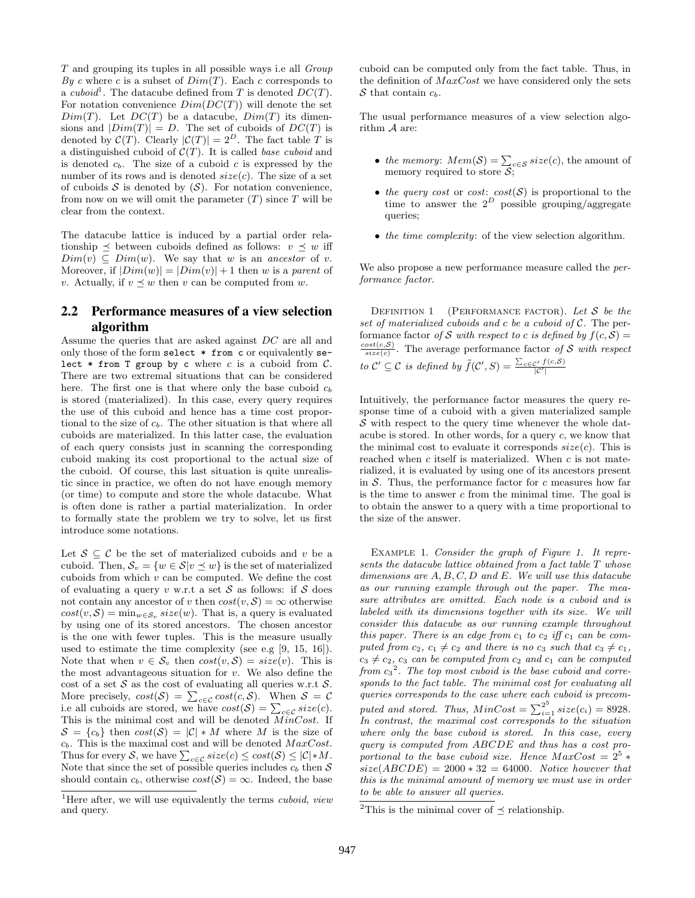$T$ and grouping its tuples in all possible ways i.e all *Group By* $c$ where $c$ is a subset of $Dim(T)$. Each $c$ corresponds to a *cuboid*[1]. The datacube defined from $T$ is denoted $DC(T)$. For notation convenience $Dim(DC(T))$ will denote the set $Dim(T)$. Let $DC(T)$ be a datacube, $Dim(T)$ its dimensions and $|Dim(T)| = D$. The set of cuboids of $DC(T)$ is denoted by $\mathcal{C}(T)$. Clearly $|\mathcal{C}(T)| = 2^D$. The fact table $T$ is a distinguished cuboid of $\mathcal{C}(T)$. It is called *base cuboid* and is denoted $c_b$. The size of a cuboid $c$ is expressed by the number of its rows and is denoted $size(c)$. The size of a set of cuboids $\mathcal{S}$ is denoted by $(\mathcal{S})$. For notation convenience, from now on we will omit the parameter $(T)$ since $T$ will be clear from the context.

The datacube lattice is induced by a partial order relationship $\preceq$ between cuboids defined as follows: $v \preceq w$ iff $Dim(v) \subseteq Dim(w)$. We say that $w$ is an *ancestor* of $v$. Moreover, if $|Dim(w)| = |Dim(v)| + 1$ then $w$ is a *parent* of $v$. Actually, if $v \preceq w$ then $v$ can be computed from $w$.

## 2.2 Performance measures of a view selection algorithm

Assume the queries that are asked against $DC$ are all and only those of the form `select * from c` or equivalently `select * from T group by c` where $c$ is a cuboid from $\mathcal{C}$. There are two extremal situations that can be considered here. The first one is that where only the base cuboid $c_b$ is stored (materialized). In this case, every query requires the use of this cuboid and hence has a time cost proportional to the size of $c_b$. The other situation is that where all cuboids are materialized. In this latter case, the evaluation of each query consists just in scanning the corresponding cuboid making its cost proportional to the actual size of the cuboid. Of course, this last situation is quite unrealistic since in practice, we often do not have enough memory (or time) to compute and store the whole datacube. What is often done is rather a partial materialization. In order to formally state the problem we try to solve, let us first introduce some notations.

Let $\mathcal{S} \subseteq \mathcal{C}$ be the set of materialized cuboids and $v$ be a cuboid. Then, $\mathcal{S}_v = \{w \in \mathcal{S} | v \preceq w\}$ is the set of materialized cuboids from which $v$ can be computed. We define the cost of evaluating a query $v$ w.r.t a set $\mathcal{S}$ as follows: if $\mathcal{S}$ does not contain any ancestor of $v$ then $cost(v, \mathcal{S}) = \infty$ otherwise $cost(v, \mathcal{S}) = \min_{w \in \mathcal{S}_v} size(w)$. That is, a query is evaluated by using one of its stored ancestors. The chosen ancestor is the one with fewer tuples. This is the measure usually used to estimate the time complexity (see e.g [9, 15, 16]). Note that when $v \in \mathcal{S}_v$ then $cost(v, \mathcal{S}) = size(v)$. This is the most advantageous situation for $v$. We also define the cost of a set $\mathcal{S}$ as the cost of evaluating all queries w.r.t $\mathcal{S}$. More precisely, $cost(\mathcal{S}) = \sum_{c \in \mathcal{C}} cost(c, \mathcal{S})$. When $\mathcal{S} = \mathcal{C}$ i.e all cuboids are stored, we have $cost(\mathcal{S}) = \sum_{c \in \mathcal{C}} size(c)$. This is the minimal cost and will be denoted $MinCost$. If $\mathcal{S} = \{c_b\}$ then $cost(\mathcal{S}) = |\mathcal{C}| * M$ where $M$ is the size of $c_b$. This is the maximal cost and will be denoted $MaxCost$. Thus for every $\mathcal{S}$, we have $\sum_{c \in \mathcal{C}} size(c) \leq cost(\mathcal{S}) \leq |\mathcal{C}| * M$. Note that since the set of possible queries includes $c_b$ then $\mathcal{S}$ should contain $c_b$, otherwise $cost(\mathcal{S}) = \infty$. Indeed, the base cuboid can be computed only from the fact table. Thus, in the definition of $MaxCost$ we have considered only the sets $\mathcal{S}$ that contain $c_b$.

The usual performance measures of a view selection algorithm $\mathcal{A}$ are:

- *the memory*: $Mem(\mathcal{S}) = \sum_{c \in \mathcal{S}} size(c)$, the amount of memory required to store $\mathcal{S}$;
- *the query cost* or *cost*: $cost(\mathcal{S})$ is proportional to the time to answer the $2^D$ possible grouping/aggregate queries;
- *the time complexity*: of the view selection algorithm.

We also propose a new performance measure called the *performance factor*.

Definition 1 (Performance factor). *Let $\mathcal{S}$ be the set of materialized cuboids and $c$ be a cuboid of $\mathcal{C}$. The performance factor of $\mathcal{S}$ with respect to $c$ is defined by* $f(c, \mathcal{S}) = \frac{cost(c, \mathcal{S})}{size(c)}$. *The average performance factor of $\mathcal{S}$ with respect to $\mathcal{C}' \subseteq \mathcal{C}$ is defined by* $\tilde{f}(\mathcal{C}', S) = \frac{\sum_{c \in \mathcal{C}'} f(c, \mathcal{S})}{|\mathcal{C}'|}$

Intuitively, the performance factor measures the query response time of a cuboid with a given materialized sample $\mathcal{S}$ with respect to the query time whenever the whole datacube is stored. In other words, for a query $c$, we know that the minimal cost to evaluate it corresponds $size(c)$. This is reached when $c$ itself is materialized. When $c$ is not materialized, it is evaluated by using one of its ancestors present in $\mathcal{S}$. Thus, the performance factor for $c$ measures how far is the time to answer $c$ from the minimal time. The goal is to obtain the answer to a query with a time proportional to the size of the answer.

Example 1. *Consider the graph of Figure 1. It represents the datacube lattice obtained from a fact table $T$ whose dimensions are $A, B, C, D$ and $E$. We will use this datacube as our running example through out the paper. The measure attributes are omitted. Each node is a cuboid and is labeled with its dimensions together with its size. We will consider this datacube as our running example throughout this paper. There is an edge from $c_1$ to $c_2$ iff $c_1$ can be computed from $c_2$, $c_1 \neq c_2$ and there is no $c_3$ such that $c_3 \neq c_1$, $c_3 \neq c_2$, $c_3$ can be computed from $c_2$ and $c_1$ can be computed from $c_3$*[2]*. The top most cuboid is the base cuboid and corresponds to the fact table. The minimal cost for evaluating all queries corresponds to the case where each cuboid is precomputed and stored. Thus, $MinCost = \sum_{i=1}^{2^5} size(c_i) = 8928$. In contrast, the maximal cost corresponds to the situation where only the base cuboid is stored. In this case, every query is computed from $ABCDE$ and thus has a cost proportional to the base cuboid size. Hence $MaxCost = 2^5 * size(ABCDE) = 2000 * 32 = 64000$. Notice however that this is the minimal amount of memory we must use in order to be able to answer all queries.*

[1] Here after, we will use equivalently the terms *cuboid*, *view* and query.

[2] This is the minimal cover of $\preceq$ relationship.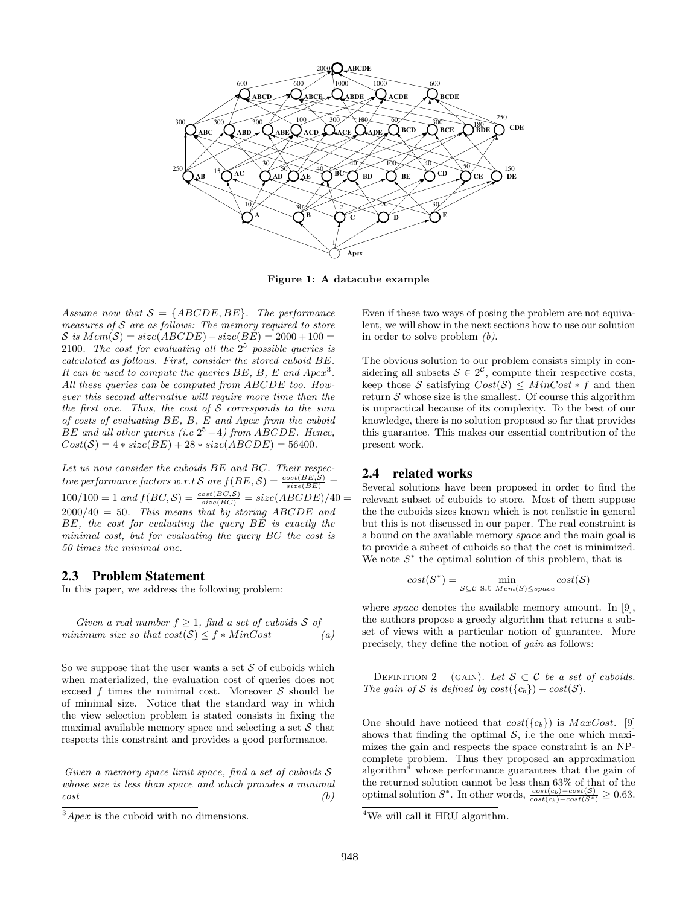Figure 1: A datacube example

*Assume now that $\mathcal{S} = \{ABCDE, BE\}$. The performance measures of $\mathcal{S}$ are as follows: The memory required to store $\mathcal{S}$ is $Mem(\mathcal{S}) = size(ABCDE) + size(BE) = 2000 + 100 = 2100$. The cost for evaluating all the $2^5$ possible queries is calculated as follows. First, consider the stored cuboid $BE$. It can be used to compute the queries $BE$, $B$, $E$ and $Apex$[3]. All these queries can be computed from $ABCDE$ too. However this second alternative will require more time than the the first one. Thus, the cost of $\mathcal{S}$ corresponds to the sum of costs of evaluating $BE$, $B$, $E$ and $Apex$ from the cuboid $BE$ and all other queries (i.e $2^5 - 4$) from $ABCDE$. Hence, $Cost(\mathcal{S}) = 4 * size(BE) + 28 * size(ABCDE) = 56400$.*

*Let us now consider the cuboids $BE$ and $BC$. Their respective performance factors w.r.t $\mathcal{S}$ are $f(BE, \mathcal{S}) = \frac{cost(BE,\mathcal{S})}{size(BE)} = 100/100 = 1$ and $f(BC, \mathcal{S}) = \frac{cost(BC,\mathcal{S})}{size(BC)} = size(ABCDE)/40 = 2000/40 = 50$. This means that by storing $ABCDE$ and $BE$, the cost for evaluating the query $BE$ is exactly the minimal cost, but for evaluating the query $BC$ the cost is 50 times the minimal one.*

### 2.3 Problem Statement

In this paper, we address the following problem:

*Given a real number $f \geq 1$, find a set of cuboids $\mathcal{S}$ of minimum size so that $cost(\mathcal{S}) \leq f * MinCost$* *(a)*

So we suppose that the user wants a set $\mathcal{S}$ of cuboids which when materialized, the evaluation cost of queries does not exceed $f$ times the minimal cost. Moreover $\mathcal{S}$ should be of minimal size. Notice that the standard way in which the view selection problem is stated consists in fixing the maximal available memory space and selecting a set $\mathcal{S}$ that respects this constraint and provides a good performance.

*Given a memory space limit space, find a set of cuboids $\mathcal{S}$ whose size is less than space and which provides a minimal cost* *(b)*

Even if these two ways of posing the problem are not equivalent, we will show in the next sections how to use our solution in order to solve problem *(b)*.

The obvious solution to our problem consists simply in considering all subsets $\mathcal{S} \in 2^{\mathcal{C}}$, compute their respective costs, keep those $\mathcal{S}$ satisfying $Cost(\mathcal{S}) \leq MinCost * f$ and then return $\mathcal{S}$ whose size is the smallest. Of course this algorithm is unpractical because of its complexity. To the best of our knowledge, there is no solution proposed so far that provides this guarantee. This makes our essential contribution of the present work.

### 2.4 related works

Several solutions have been proposed in order to find the relevant subset of cuboids to store. Most of them suppose the the cuboids sizes known which is not realistic in general but this is not discussed in our paper. The real constraint is a bound on the available memory *space* and the main goal is to provide a subset of cuboids so that the cost is minimized. We note $S^*$ the optimal solution of this problem, that is

$$cost(S^*) = \min_{\mathcal{S} \subseteq \mathcal{C} \text{ s.t } Mem(S) \leq space} cost(\mathcal{S})$$

where *space* denotes the available memory amount. In [9], the authors propose a greedy algorithm that returns a subset of views with a particular notion of guarantee. More precisely, they define the notion of *gain* as follows:

Definition 2 (gain). *Let $\mathcal{S} \subset \mathcal{C}$ be a set of cuboids. The gain of $\mathcal{S}$ is defined by $cost(\{c_b\}) - cost(\mathcal{S})$.*

One should have noticed that $cost(\{c_b\})$ is $MaxCost$. [9] shows that finding the optimal $\mathcal{S}$, i.e the one which maximizes the gain and respects the space constraint is an NP-complete problem. Thus they proposed an approximation algorithm[4] whose performance guarantees that the gain of the returned solution cannot be less than 63% of that of the optimal solution $S^*$. In other words, $\frac{cost(c_b) - cost(\mathcal{S})}{cost(c_b) - cost(S^*)} \geq 0.63$.

[3] $Apex$ is the cuboid with no dimensions.

[4] We will call it HRU algorithm.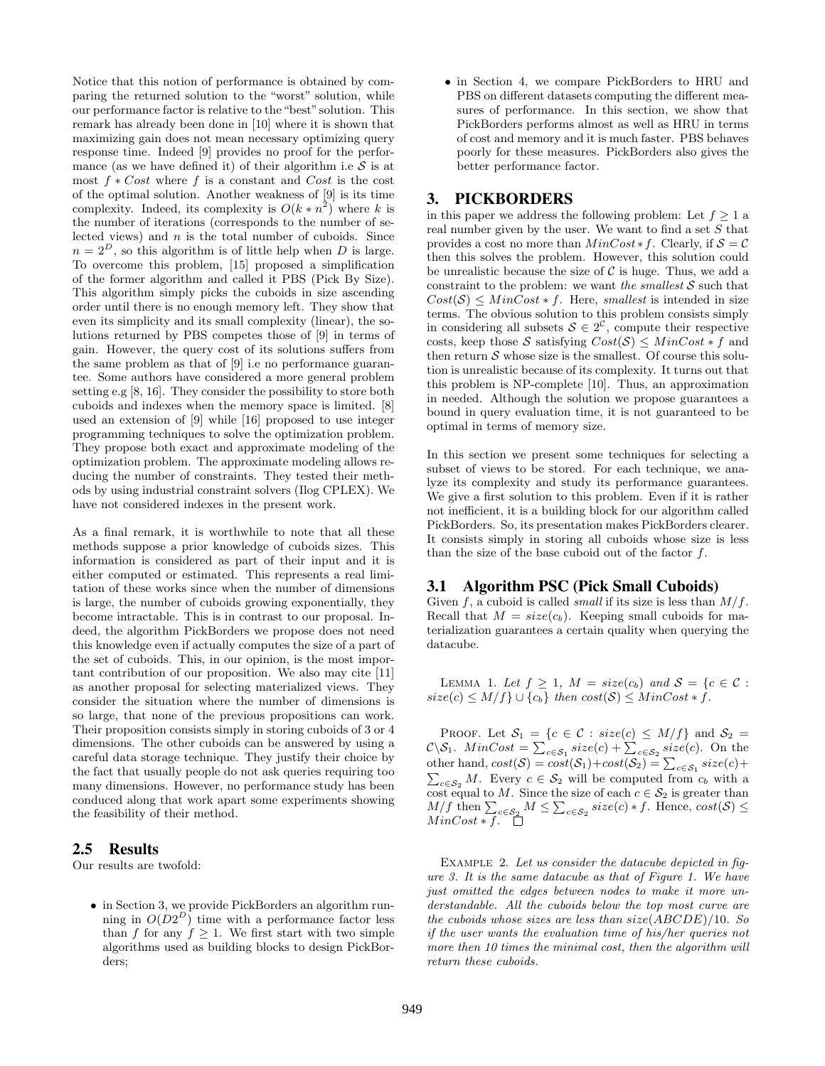Notice that this notion of performance is obtained by comparing the returned solution to the "worst" solution, while our performance factor is relative to the "best" solution. This remark has already been done in [10] where it is shown that maximizing gain does not mean necessary optimizing query response time. Indeed [9] provides no proof for the performance (as we have defined it) of their algorithm i.e $\mathcal{S}$ is at most $f * Cost$ where $f$ is a constant and $Cost$ is the cost of the optimal solution. Another weakness of [9] is its time complexity. Indeed, its complexity is $O(k * n^2)$ where $k$ is the number of iterations (corresponds to the number of selected views) and $n$ is the total number of cuboids. Since $n = 2^D$, so this algorithm is of little help when $D$ is large. To overcome this problem, [15] proposed a simplification of the former algorithm and called it PBS (Pick By Size). This algorithm simply picks the cuboids in size ascending order until there is no enough memory left. They show that even its simplicity and its small complexity (linear), the solutions returned by PBS competes those of [9] in terms of gain. However, the query cost of its solutions suffers from the same problem as that of [9] i.e no performance guarantee. Some authors have considered a more general problem setting e.g [8, 16]. They consider the possibility to store both cuboids and indexes when the memory space is limited. [8] used an extension of [9] while [16] proposed to use integer programming techniques to solve the optimization problem. They propose both exact and approximate modeling of the optimization problem. The approximate modeling allows reducing the number of constraints. They tested their methods by using industrial constraint solvers (Ilog CPLEX). We have not considered indexes in the present work.

As a final remark, it is worthwhile to note that all these methods suppose a prior knowledge of cuboids sizes. This information is considered as part of their input and it is either computed or estimated. This represents a real limitation of these works since when the number of dimensions is large, the number of cuboids growing exponentially, they become intractable. This is in contrast to our proposal. Indeed, the algorithm PickBorders we propose does not need this knowledge even if actually computes the size of a part of the set of cuboids. This, in our opinion, is the most important contribution of our proposition. We also may cite [11] as another proposal for selecting materialized views. They consider the situation where the number of dimensions is so large, that none of the previous propositions can work. Their proposition consists simply in storing cuboids of 3 or 4 dimensions. The other cuboids can be answered by using a careful data storage technique. They justify their choice by the fact that usually people do not ask queries requiring too many dimensions. However, no performance study has been conducted along that work apart some experiments showing the feasibility of their method.

### 2.5 Results

Our results are twofold:

- in Section 3, we provide PickBorders an algorithm running in $O(D2^{2^D})$ time with a performance factor less than $f$ for any $f \geq 1$. We first start with two simple algorithms used as building blocks to design PickBorders;
- in Section 4, we compare PickBorders to HRU and PBS on different datasets computing the different measures of performance. In this section, we show that PickBorders performs almost as well as HRU in terms of cost and memory and it is much faster. PBS behaves poorly for these measures. PickBorders also gives the better performance factor.

## 3. PICKBORDERS

in this paper we address the following problem: Let $f \geq 1$ a real number given by the user. We want to find a set $S$ that provides a cost no more than $MinCost * f$. Clearly, if $\mathcal{S} = \mathcal{C}$ then this solves the problem. However, this solution could be unrealistic because the size of $\mathcal{C}$ is huge. Thus, we add a constraint to the problem: we want *the smallest* $\mathcal{S}$ such that $Cost(\mathcal{S}) \leq MinCost * f$. Here, *smallest* is intended in size terms. The obvious solution to this problem consists simply in considering all subsets $\mathcal{S} \in 2^{\mathcal{C}}$, compute their respective costs, keep those $\mathcal{S}$ satisfying $Cost(\mathcal{S}) \leq MinCost * f$ and then return $\mathcal{S}$ whose size is the smallest. Of course this solution is unrealistic because of its complexity. It turns out that this problem is NP-complete [10]. Thus, an approximation in needed. Although the solution we propose guarantees a bound in query evaluation time, it is not guaranteed to be optimal in terms of memory size.

In this section we present some techniques for selecting a subset of views to be stored. For each technique, we analyze its complexity and study its performance guarantees. We give a first solution to this problem. Even if it is rather not inefficient, it is a building block for our algorithm called PickBorders. So, its presentation makes PickBorders clearer. It consists simply in storing all cuboids whose size is less than the size of the base cuboid out of the factor $f$.

### 3.1 Algorithm PSC (Pick Small Cuboids)

Given $f$, a cuboid is called *small* if its size is less than $M/f$. Recall that $M = size(c_b)$. Keeping small cuboids for materialization guarantees a certain quality when querying the datacube.

Lemma 1. *Let $f \geq 1$, $M = size(c_b)$ and $\mathcal{S} = \{c \in \mathcal{C} : size(c) \leq M/f\} \cup \{c_b\}$ then $cost(\mathcal{S}) \leq MinCost * f$.*

Proof. Let $\mathcal{S}_1 = \{c \in \mathcal{C} : size(c) \leq M/f\}$ and $\mathcal{S}_2 = \mathcal{C} \backslash \mathcal{S}_1$. $MinCost = \sum_{c \in \mathcal{S}_1} size(c) + \sum_{c \in \mathcal{S}_2} size(c)$. On the other hand, $cost(\mathcal{S}) = cost(\mathcal{S}_1) + cost(\mathcal{S}_2) = \sum_{c \in \mathcal{S}_1} size(c) + \sum_{c \in \mathcal{S}_2} M$. Every $c \in \mathcal{S}_2$ will be computed from $c_b$ with a cost equal to $M$. Since the size of each $c \in \mathcal{S}_2$ is greater than $M/f$ then $\sum_{c \in \mathcal{S}_2} M \leq \sum_{c \in \mathcal{S}_2} size(c) * f$. Hence, $cost(\mathcal{S}) \leq MinCost * f$. □

Example 2. *Let us consider the datacube depicted in figure 3. It is the same datacube as that of Figure 1. We have just omitted the edges between nodes to make it more understandable. All the cuboids below the top most curve are the cuboids whose sizes are less than $size(ABCDE)/10$. So if the user wants the evaluation time of his/her queries not more then 10 times the minimal cost, then the algorithm will return these cuboids.*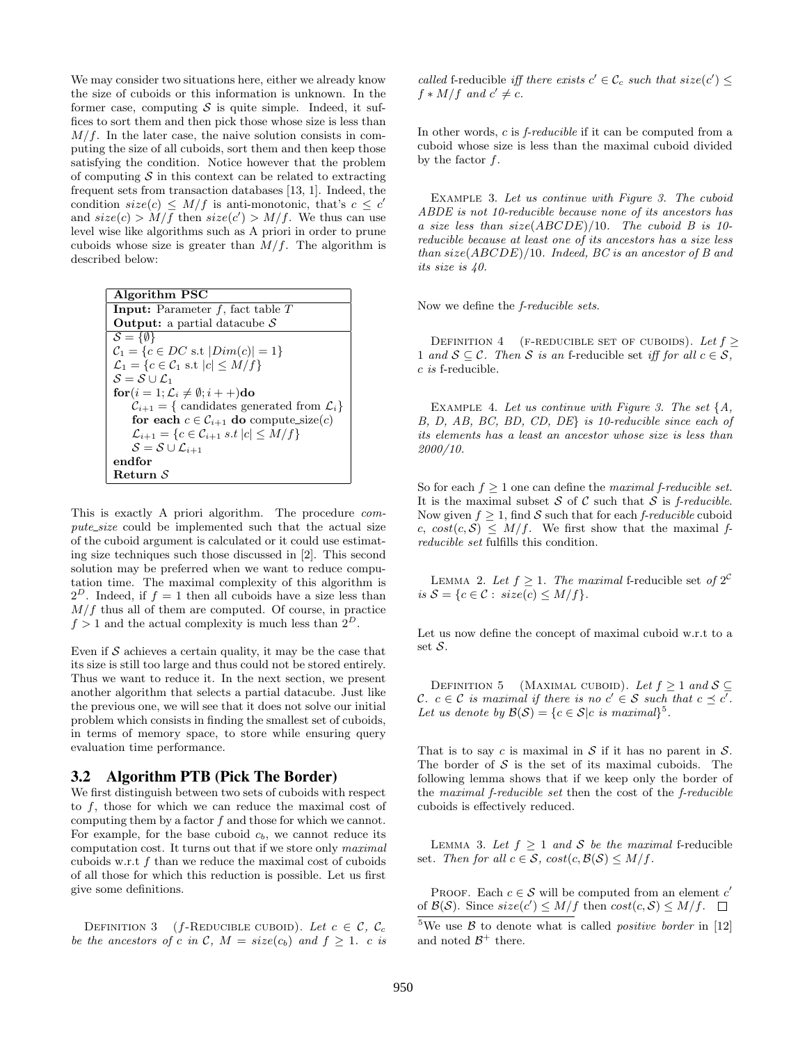We may consider two situations here, either we already know the size of cuboids or this information is unknown. In the former case, computing $\mathcal{S}$ is quite simple. Indeed, it suffices to sort them and then pick those whose size is less than $M/f$. In the later case, the naive solution consists in computing the size of all cuboids, sort them and then keep those satisfying the condition. Notice however that the problem of computing $\mathcal{S}$ in this context can be related to extracting frequent sets from transaction databases [13, 1]. Indeed, the condition $size(c) \le M/f$ is anti-monotonic, that's $c \le c'$ and $size(c) > M/f$ then $size(c') > M/f$. We thus can use level wise like algorithms such as A priori in order to prune cuboids whose size is greater than $M/f$. The algorithm is described below:

```
Algorithm PSC
Input: Parameter f, fact table T
Output: a partial datacube S
S = {∅}
C_1 = {c ∈ DC s.t |Dim(c)| = 1}
L_1 = {c ∈ C_1 s.t |c| ≤ M/f}
S = S ∪ L_1
for(i = 1; L_i ≠ ∅; i++)do
    C_{i+1} = { candidates generated from L_i}
    for each c ∈ C_{i+1} do compute_size(c)
    L_{i+1} = {c ∈ C_{i+1} s.t |c| ≤ M/f}
    S = S ∪ L_{i+1}
endfor
Return S
```

This is exactly A priori algorithm. The procedure *compute_size* could be implemented such that the actual size of the cuboid argument is calculated or it could use estimating size techniques such those discussed in [2]. This second solution may be preferred when we want to reduce computation time. The maximal complexity of this algorithm is $2^D$. Indeed, if $f = 1$ then all cuboids have a size less than $M/f$ thus all of them are computed. Of course, in practice $f > 1$ and the actual complexity is much less than $2^D$.

Even if $\mathcal{S}$ achieves a certain quality, it may be the case that its size is still too large and thus could not be stored entirely. Thus we want to reduce it. In the next section, we present another algorithm that selects a partial datacube. Just like the previous one, we will see that it does not solve our initial problem which consists in finding the smallest set of cuboids, in terms of memory space, to store while ensuring query evaluation time performance.

## 3.2 Algorithm PTB (Pick The Border)

We first distinguish between two sets of cuboids with respect to $f$, those for which we can reduce the maximal cost of computing them by a factor $f$ and those for which we cannot. For example, for the base cuboid $c_b$, we cannot reduce its computation cost. It turns out that if we store only *maximal* cuboids w.r.t $f$ than we reduce the maximal cost of cuboids of all those for which this reduction is possible. Let us first give some definitions.

Definition 3 (*f*-Reducible cuboid). *Let $c \in \mathcal{C}$, $\mathcal{C}_c$ be the ancestors of $c$ in $\mathcal{C}$, $M = size(c_b)$ and $f \ge 1$. $c$ is called* f-reducible *iff there exists $c' \in \mathcal{C}_c$ such that $size(c') \le f * M/f$ and $c' \ne c$.*

In other words, $c$ is *f-reducible* if it can be computed from a cuboid whose size is less than the maximal cuboid divided by the factor $f$.

Example 3. *Let us continue with Figure 3. The cuboid ABDE is not 10-reducible because none of its ancestors has a size less than $size(ABCDE)/10$. The cuboid B is 10-reducible because at least one of its ancestors has a size less than $size(ABCDE)/10$. Indeed, BC is an ancestor of B and its size is 40.*

Now we define the *f-reducible sets*.

Definition 4 (f-reducible set of cuboids). *Let $f \ge 1$ and $\mathcal{S} \subseteq \mathcal{C}$. Then $\mathcal{S}$ is an* f-reducible set *iff for all $c \in \mathcal{S}$, $c$ is* f-reducible.

Example 4. *Let us continue with Figure 3. The set {A, B, D, AB, BC, BD, CD, DE} is 10-reducible since each of its elements has a least an ancestor whose size is less than 2000/10.*

So for each $f \ge 1$ one can define the *maximal f-reducible set*. It is the maximal subset $\mathcal{S}$ of $\mathcal{C}$ such that $\mathcal{S}$ is *f-reducible*. Now given $f \ge 1$, find $\mathcal{S}$ such that for each *f-reducible* cuboid $c$, $cost(c, \mathcal{S}) \le M/f$. We first show that the maximal *f-reducible set* fulfills this condition.

Lemma 2. *Let $f \ge 1$. The maximal* f-reducible set *of $2^{\mathcal{C}}$ is $\mathcal{S} = \{c \in \mathcal{C} : size(c) \le M/f\}$.*

Let us now define the concept of maximal cuboid w.r.t to a set $\mathcal{S}$.

Definition 5 (Maximal cuboid). *Let $f \ge 1$ and $\mathcal{S} \subseteq \mathcal{C}$. $c \in \mathcal{C}$ is maximal if there is no $c' \in \mathcal{S}$ such that $c \preceq c'$. Let us denote by $\mathcal{B}(\mathcal{S}) = \{c \in \mathcal{S} | c \text{ is maximal}\}$[5].*

That is to say $c$ is maximal in $\mathcal{S}$ if it has no parent in $\mathcal{S}$. The border of $\mathcal{S}$ is the set of its maximal cuboids. The following lemma shows that if we keep only the border of the *maximal f-reducible set* then the cost of the *f-reducible* cuboids is effectively reduced.

Lemma 3. *Let $f \ge 1$ and $\mathcal{S}$ be the maximal* f-reducible *set. Then for all $c \in \mathcal{S}$, $cost(c, \mathcal{B}(\mathcal{S})) \le M/f$.*

Proof. Each $c \in \mathcal{S}$ will be computed from an element $c'$ of $\mathcal{B}(\mathcal{S})$. Since $size(c') \le M/f$ then $cost(c, \mathcal{S}) \le M/f$. □

[5] We use $\mathcal{B}$ to denote what is called *positive border* in [12] and noted $\mathcal{B}^+$ there.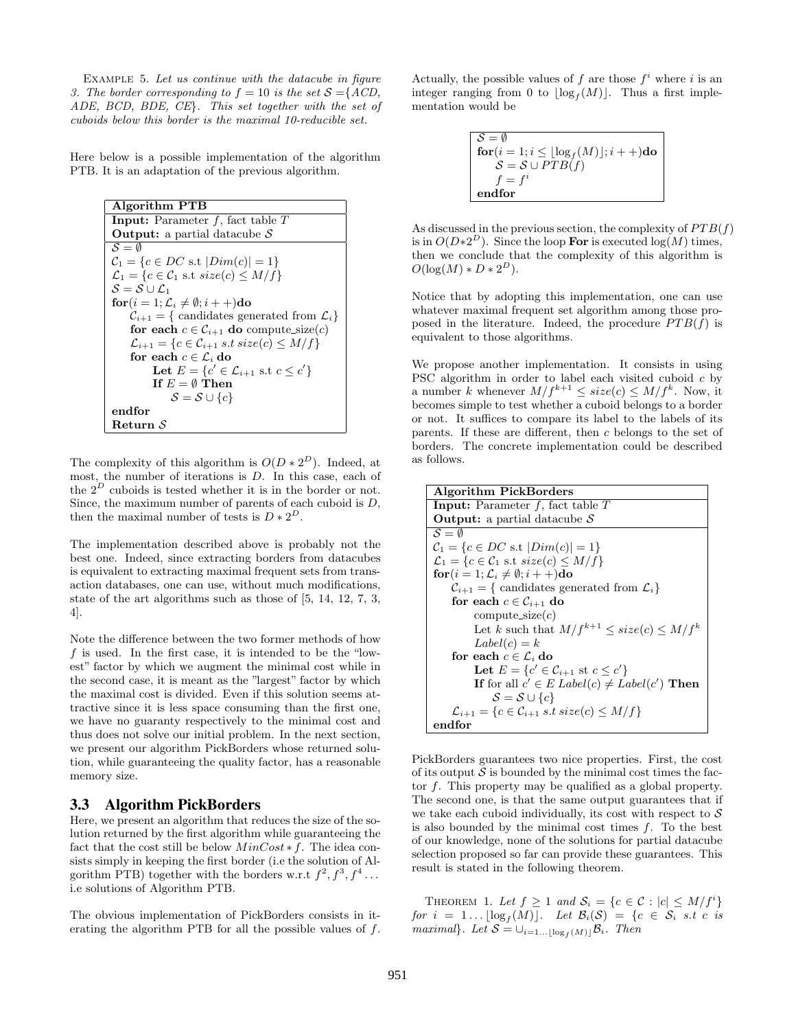EXAMPLE 5. *Let us continue with the datacube in figure 3. The border corresponding to $f = 10$ is the set $\mathcal{S} = \{ACD, ADE, BCD, BDE, CE\}$. This set together with the set of cuboids below this border is the maximal 10-reducible set.*

Here below is a possible implementation of the algorithm PTB. It is an adaptation of the previous algorithm.

```
Algorithm PTB
Input: Parameter f, fact table T
Output: a partial datacube S
S = ∅
C_1 = {c ∈ DC s.t |Dim(c)| = 1}
L_1 = {c ∈ C_1 s.t size(c) ≤ M/f}
S = S ∪ L_1
for(i = 1; L_i ≠ ∅; i++)do
    C_{i+1} = { candidates generated from L_i}
    for each c ∈ C_{i+1} do compute_size(c)
    L_{i+1} = {c ∈ C_{i+1} s.t size(c) ≤ M/f}
    for each c ∈ L_i do
        Let E = {c' ∈ L_{i+1} s.t c ≤ c'}
        If E = ∅ Then
            S = S ∪ {c}
endfor
Return S
```

The complexity of this algorithm is $O(D * 2^D)$. Indeed, at most, the number of iterations is $D$. In this case, each of the $2^D$ cuboids is tested whether it is in the border or not. Since, the maximum number of parents of each cuboid is $D$, then the maximal number of tests is $D * 2^D$.

The implementation described above is probably not the best one. Indeed, since extracting borders from datacubes is equivalent to extracting maximal frequent sets from transaction databases, one can use, without much modifications, state of the art algorithms such as those of [5, 14, 12, 7, 3, 4].

Note the difference between the two former methods of how $f$ is used. In the first case, it is intended to be the "lowest" factor by which we augment the minimal cost while in the second case, it is meant as the "largest" factor by which the maximal cost is divided. Even if this solution seems attractive since it is less space consuming than the first one, we have no guaranty respectively to the minimal cost and thus does not solve our initial problem. In the next section, we present our algorithm PickBorders whose returned solution, while guaranteeing the quality factor, has a reasonable memory size.

### 3.3 Algorithm PickBorders

Here, we present an algorithm that reduces the size of the solution returned by the first algorithm while guaranteeing the fact that the cost still be below $MinCost * f$. The idea consists simply in keeping the first border (i.e the solution of Algorithm PTB) together with the borders w.r.t $f^2, f^3, f^4 \ldots$ i.e solutions of Algorithm PTB.

The obvious implementation of PickBorders consists in iterating the algorithm PTB for all the possible values of $f$. Actually, the possible values of $f$ are those $f^i$ where $i$ is an integer ranging from 0 to $\lfloor \log_f(M) \rfloor$. Thus a first implementation would be

```
S = ∅
for(i = 1; i ≤ ⌊log_f(M)⌋; i++)do
    S = S ∪ PTB(f)
    f = f^i
endfor
```

As discussed in the previous section, the complexity of $PTB(f)$ is in $O(D*2^D)$. Since the loop **For** is executed $\log(M)$ times, then we conclude that the complexity of this algorithm is $O(\log(M) * D * 2^D)$.

Notice that by adopting this implementation, one can use whatever maximal frequent set algorithm among those proposed in the literature. Indeed, the procedure $PTB(f)$ is equivalent to those algorithms.

We propose another implementation. It consists in using PSC algorithm in order to label each visited cuboid $c$ by a number $k$ whenever $M/f^{k+1} \leq size(c) \leq M/f^k$. Now, it becomes simple to test whether a cuboid belongs to a border or not. It suffices to compare its label to the labels of its parents. If these are different, then $c$ belongs to the set of borders. The concrete implementation could be described as follows.

```
Algorithm PickBorders
Input: Parameter f, fact table T
Output: a partial datacube S
S = ∅
C_1 = {c ∈ DC s.t |Dim(c)| = 1}
L_1 = {c ∈ C_1 s.t size(c) ≤ M/f}
for(i = 1; L_i ≠ ∅; i++)do
    C_{i+1} = { candidates generated from L_i}
    for each c ∈ C_{i+1} do
        compute_size(c)
        Let k such that M/f^{k+1} ≤ size(c) ≤ M/f^k
        Label(c) = k
    for each c ∈ L_i do
        Let E = {c' ∈ C_{i+1} st c ≤ c'}
        If for all c' ∈ E Label(c) ≠ Label(c') Then
            S = S ∪ {c}
    L_{i+1} = {c ∈ C_{i+1} s.t size(c) ≤ M/f}
endfor
```

PickBorders guarantees two nice properties. First, the cost of its output $\mathcal{S}$ is bounded by the minimal cost times the factor $f$. This property may be qualified as a global property. The second one, is that the same output guarantees that if we take each cuboid individually, its cost with respect to $\mathcal{S}$ is also bounded by the minimal cost times $f$. To the best of our knowledge, none of the solutions for partial datacube selection proposed so far can provide these guarantees. This result is stated in the following theorem.

THEOREM 1. *Let $f \geq 1$ and $\mathcal{S}_i = \{c \in \mathcal{C} : |c| \leq M/f^i\}$ for $i = 1 \ldots \lfloor \log_f(M) \rfloor$. Let $\mathcal{B}_i(\mathcal{S}) = \{c \in \mathcal{S}_i$ s.t $c$ is maximal$\}$. Let $\mathcal{S} = \cup_{i=1 \ldots \lfloor \log_f(M) \rfloor} \mathcal{B}_i$. Then*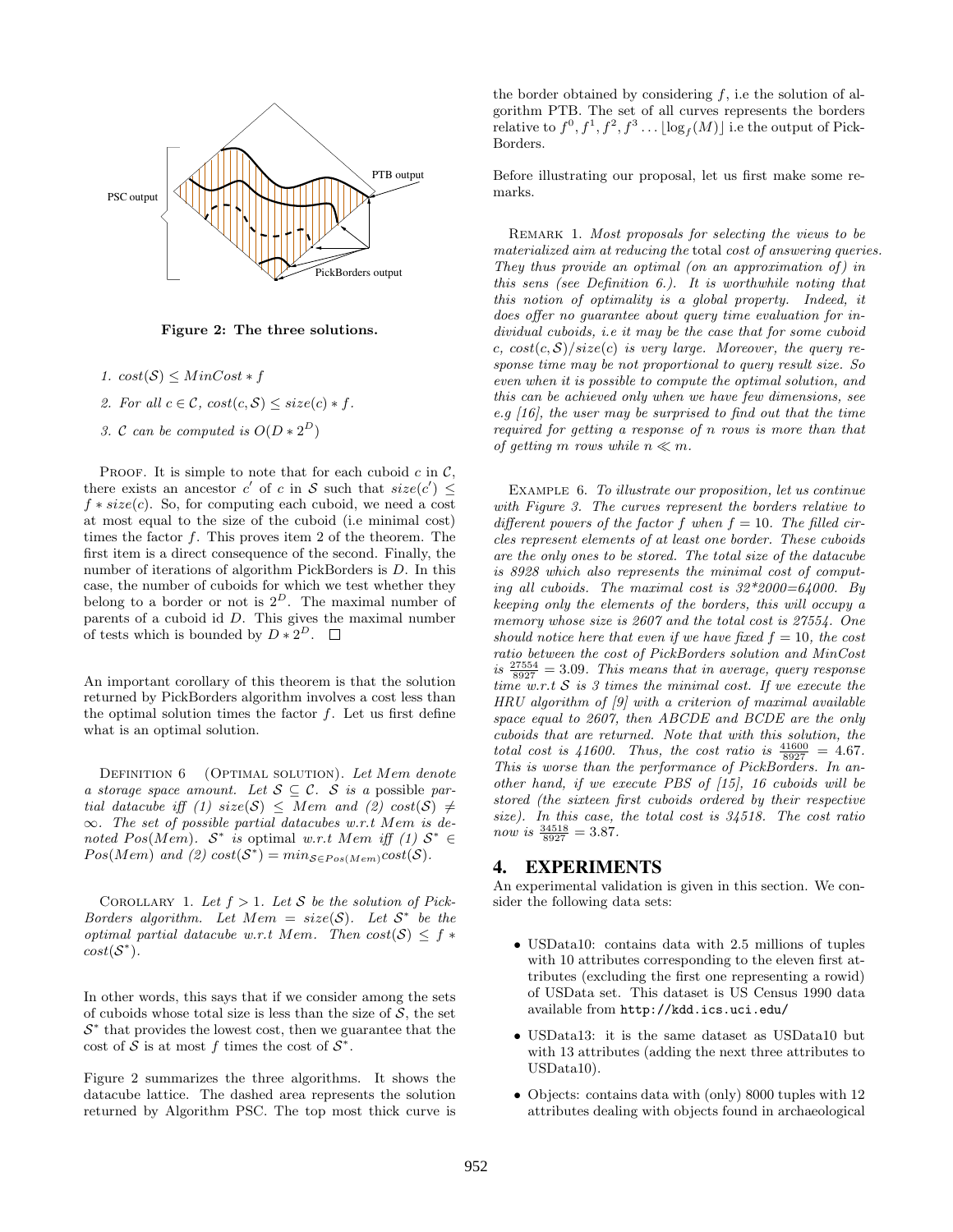Figure 2: The three solutions.

1. $cost(\mathcal{S}) \leq MinCost * f$
2. For all $c \in \mathcal{C}$, $cost(c, \mathcal{S}) \leq size(c) * f$.
3. $\mathcal{C}$ can be computed is $O(D * 2^D)$

PROOF. It is simple to note that for each cuboid $c$ in $\mathcal{C}$, there exists an ancestor $c'$ of $c$ in $\mathcal{S}$ such that $size(c') \leq f * size(c)$. So, for computing each cuboid, we need a cost at most equal to the size of the cuboid (i.e minimal cost) times the factor $f$. This proves item 2 of the theorem. The first item is a direct consequence of the second. Finally, the number of iterations of algorithm PickBorders is $D$. In this case, the number of cuboids for which we test whether they belong to a border or not is $2^D$. The maximal number of parents of a cuboid id $D$. This gives the maximal number of tests which is bounded by $D * 2^D$. □

An important corollary of this theorem is that the solution returned by PickBorders algorithm involves a cost less than the optimal solution times the factor $f$. Let us first define what is an optimal solution.

DEFINITION 6 (OPTIMAL SOLUTION). *Let $Mem$ denote a storage space amount. Let $\mathcal{S} \subseteq \mathcal{C}$. $\mathcal{S}$ is a* possible *partial datacube iff (1) $size(\mathcal{S}) \leq Mem$ and (2) $cost(\mathcal{S}) \neq \infty$. The set of possible partial datacubes w.r.t $Mem$ is denoted $Pos(Mem)$. $\mathcal{S}^*$ is* optimal *w.r.t $Mem$ iff (1) $\mathcal{S}^* \in Pos(Mem)$ and (2) $cost(\mathcal{S}^*) = min_{\mathcal{S} \in Pos(Mem)} cost(\mathcal{S})$.*

COROLLARY 1. *Let $f > 1$. Let $\mathcal{S}$ be the solution of PickBorders algorithm. Let $Mem = size(\mathcal{S})$. Let $\mathcal{S}^*$ be the optimal partial datacube w.r.t $Mem$. Then $cost(\mathcal{S}) \leq f * cost(\mathcal{S}^*)$.*

In other words, this says that if we consider among the sets of cuboids whose total size is less than the size of $\mathcal{S}$, the set $\mathcal{S}^*$ that provides the lowest cost, then we guarantee that the cost of $\mathcal{S}$ is at most $f$ times the cost of $\mathcal{S}^*$.

Figure 2 summarizes the three algorithms. It shows the datacube lattice. The dashed area represents the solution returned by Algorithm PSC. The top most thick curve is the border obtained by considering $f$, i.e the solution of algorithm PTB. The set of all curves represents the borders relative to $f^0, f^1, f^2, f^3 \ldots \lfloor \log_f(M) \rfloor$ i.e the output of PickBorders.

Before illustrating our proposal, let us first make some remarks.

REMARK 1. *Most proposals for selecting the views to be materialized aim at reducing the* total *cost of answering queries. They thus provide an optimal (on an approximation of) in this sens (see Definition 6.). It is worthwhile noting that this notion of optimality is a global property. Indeed, it does offer no guarantee about query time evaluation for individual cuboids, i.e it may be the case that for some cuboid $c$, $cost(c, \mathcal{S})/size(c)$ is very large. Moreover, the query response time may be not proportional to query result size. So even when it is possible to compute the optimal solution, and this can be achieved only when we have few dimensions, see e.g [16], the user may be surprised to find out that the time required for getting a response of $n$ rows is more than that of getting $m$ rows while $n \ll m$.*

EXAMPLE 6. *To illustrate our proposition, let us continue with Figure 3. The curves represent the borders relative to different powers of the factor $f$ when $f = 10$. The filled circles represent elements of at least one border. These cuboids are the only ones to be stored. The total size of the datacube is 8928 which also represents the minimal cost of computing all cuboids. The maximal cost is 32\*2000=64000. By keeping only the elements of the borders, this will occupy a memory whose size is 2607 and the total cost is 27554. One should notice here that even if we have fixed $f = 10$, the cost ratio between the cost of PickBorders solution and MinCost is $\frac{27554}{8927} = 3.09$. This means that in average, query response time w.r.t $\mathcal{S}$ is 3 times the minimal cost. If we execute the HRU algorithm of [9] with a criterion of maximal available space equal to 2607, then ABCDE and BCDE are the only cuboids that are returned. Note that with this solution, the total cost is 41600. Thus, the cost ratio is $\frac{41600}{8927} = 4.67$. This is worse than the performance of PickBorders. In another hand, if we execute PBS of [15], 16 cuboids will be stored (the sixteen first cuboids ordered by their respective size). In this case, the total cost is 34518. The cost ratio now is $\frac{34518}{8927} = 3.87$.*

## 4. EXPERIMENTS

An experimental validation is given in this section. We consider the following data sets:

- USData10: contains data with 2.5 millions of tuples with 10 attributes corresponding to the eleven first attributes (excluding the first one representing a rowid) of USData set. This dataset is US Census 1990 data available from http://kdd.ics.uci.edu/
- USData13: it is the same dataset as USData10 but with 13 attributes (adding the next three attributes to USData10).
- Objects: contains data with (only) 8000 tuples with 12 attributes dealing with objects found in archaeological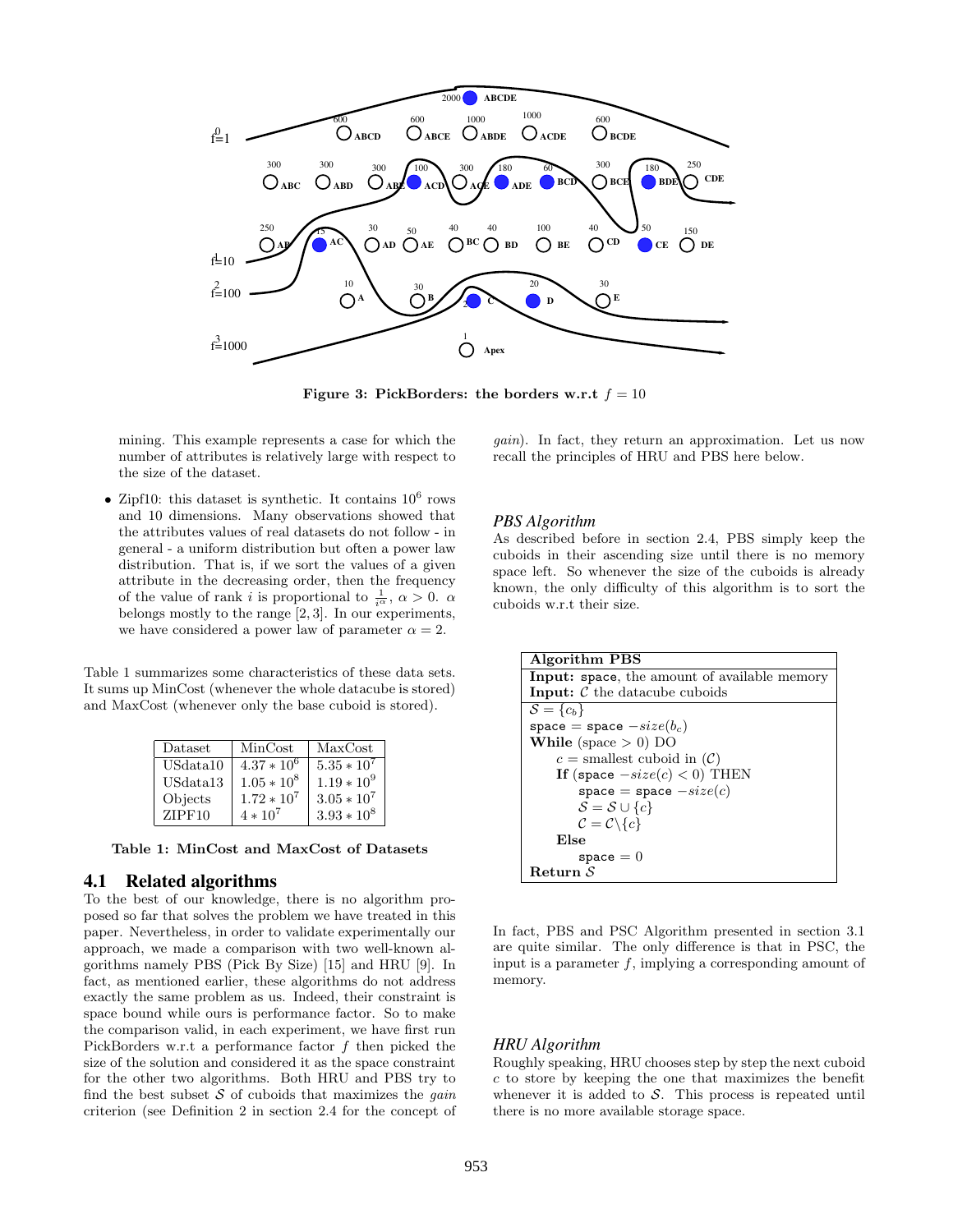Figure 3: PickBorders: the borders w.r.t $f = 10$

mining. This example represents a case for which the number of attributes is relatively large with respect to the size of the dataset.

- Zipf10: this dataset is synthetic. It contains $10^6$ rows and 10 dimensions. Many observations showed that the attributes values of real datasets do not follow - in general - a uniform distribution but often a power law distribution. That is, if we sort the values of a given attribute in the decreasing order, then the frequency of the value of rank $i$ is proportional to $\frac{1}{i^\alpha}$, $\alpha > 0$. $\alpha$ belongs mostly to the range $[2, 3]$. In our experiments, we have considered a power law of parameter $\alpha = 2$.

Table 1 summarizes some characteristics of these data sets. It sums up MinCost (whenever the whole datacube is stored) and MaxCost (whenever only the base cuboid is stored).

| Dataset | MinCost | MaxCost |
| --- | --- | --- |
| USdata10 | $4.37 * 10^6$ | $5.35 * 10^7$ |
| USdata13 | $1.05 * 10^8$ | $1.19 * 10^9$ |
| Objects | $1.72 * 10^7$ | $3.05 * 10^7$ |
| ZIPF10 | $4 * 10^7$ | $3.93 * 10^8$ |

**Table 1: MinCost and MaxCost of Datasets**

## 4.1 Related algorithms

To the best of our knowledge, there is no algorithm proposed so far that solves the problem we have treated in this paper. Nevertheless, in order to validate experimentally our approach, we made a comparison with two well-known algorithms namely PBS (Pick By Size) [15] and HRU [9]. In fact, as mentioned earlier, these algorithms do not address exactly the same problem as us. Indeed, their constraint is space bound while ours is performance factor. So to make the comparison valid, in each experiment, we have first run PickBorders w.r.t a performance factor $f$ then picked the size of the solution and considered it as the space constraint for the other two algorithms. Both HRU and PBS try to find the best subset $\mathcal{S}$ of cuboids that maximizes the *gain* criterion (see Definition 2 in section 2.4 for the concept of *gain*). In fact, they return an approximation. Let us now recall the principles of HRU and PBS here below.

### *PBS Algorithm*

As described before in section 2.4, PBS simply keep the cuboids in their ascending size until there is no memory space left. So whenever the size of the cuboids is already known, the only difficulty of this algorithm is to sort the cuboids w.r.t their size.

```
Algorithm PBS
Input: space, the amount of available memory
Input: C the datacube cuboids
S = {c_b}
space = space − size(b_c)
While (space > 0) DO
    c = smallest cuboid in (C)
    If (space − size(c) < 0) THEN
        space = space − size(c)
        S = S ∪ {c}
        C = C\{c}
    Else
        space = 0
Return S
```

In fact, PBS and PSC Algorithm presented in section 3.1 are quite similar. The only difference is that in PSC, the input is a parameter $f$, implying a corresponding amount of memory.

### *HRU Algorithm*

Roughly speaking, HRU chooses step by step the next cuboid $c$ to store by keeping the one that maximizes the benefit whenever it is added to $\mathcal{S}$. This process is repeated until there is no more available storage space.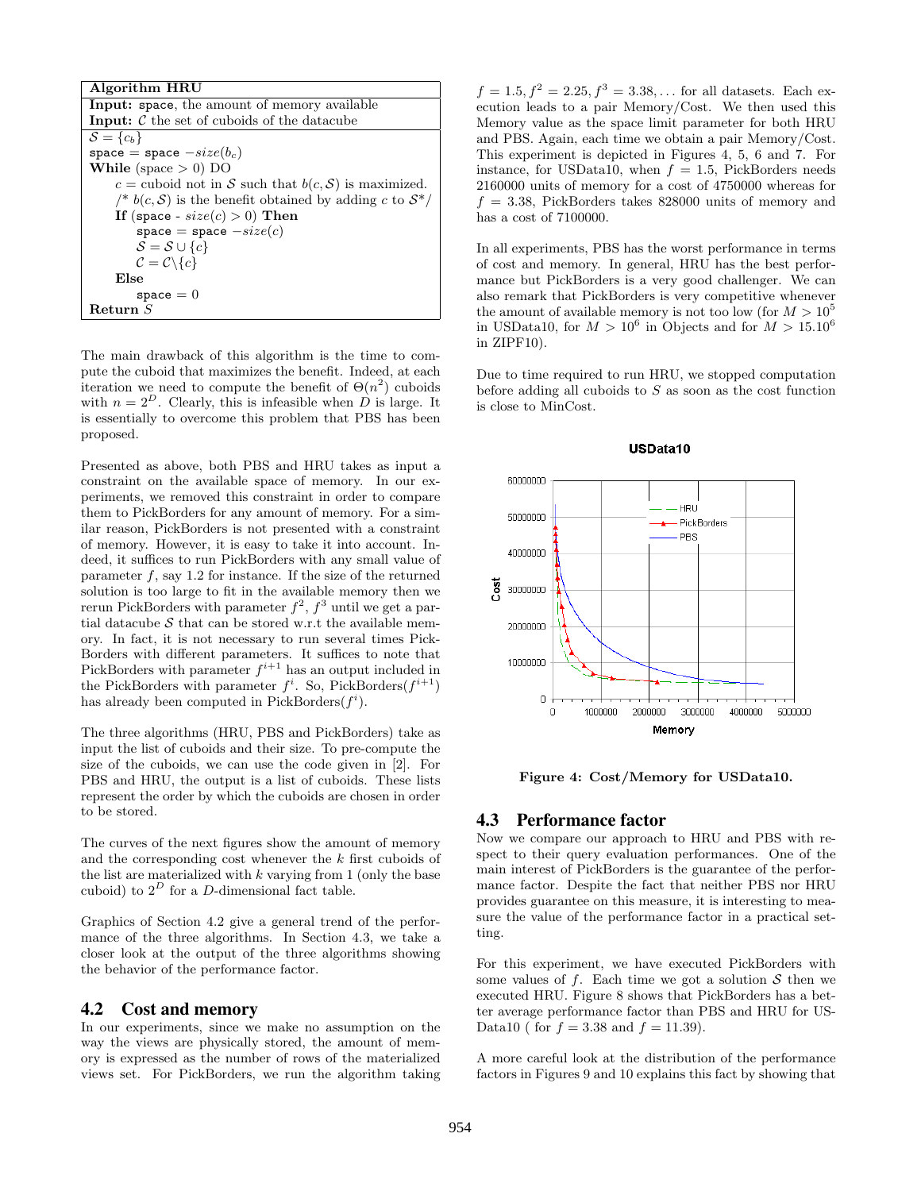**Algorithm HRU**

**Input:** space, the amount of memory available
**Input:** $\mathcal{C}$ the set of cuboids of the datacube

```
S = {c_b}
space = space − size(b_c)
While (space > 0) DO
    c = cuboid not in S such that b(c, S) is maximized.
    /* b(c, S) is the benefit obtained by adding c to S*/
    If (space - size(c) > 0) Then
        space = space − size(c)
        S = S ∪ {c}
        C = C\{c}
    Else
        space = 0
Return S
```

The main drawback of this algorithm is the time to compute the cuboid that maximizes the benefit. Indeed, at each iteration we need to compute the benefit of $\Theta(n^2)$ cuboids with $n = 2^D$. Clearly, this is infeasible when $D$ is large. It is essentially to overcome this problem that PBS has been proposed.

Presented as above, both PBS and HRU takes as input a constraint on the available space of memory. In our experiments, we removed this constraint in order to compare them to PickBorders for any amount of memory. For a similar reason, PickBorders is not presented with a constraint of memory. However, it is easy to take it into account. Indeed, it suffices to run PickBorders with any small value of parameter $f$, say 1.2 for instance. If the size of the returned solution is too large to fit in the available memory then we rerun PickBorders with parameter $f^2$, $f^3$ until we get a partial datacube $\mathcal{S}$ that can be stored w.r.t the available memory. In fact, it is not necessary to run several times PickBorders with different parameters. It suffices to note that PickBorders with parameter $f^{i+1}$ has an output included in the PickBorders with parameter $f^i$. So, PickBorders($f^{i+1}$) has already been computed in PickBorders($f^i$).

The three algorithms (HRU, PBS and PickBorders) take as input the list of cuboids and their size. To pre-compute the size of the cuboids, we can use the code given in [2]. For PBS and HRU, the output is a list of cuboids. These lists represent the order by which the cuboids are chosen in order to be stored.

The curves of the next figures show the amount of memory and the corresponding cost whenever the $k$ first cuboids of the list are materialized with $k$ varying from 1 (only the base cuboid) to $2^D$ for a $D$-dimensional fact table.

Graphics of Section 4.2 give a general trend of the performance of the three algorithms. In Section 4.3, we take a closer look at the output of the three algorithms showing the behavior of the performance factor.

## 4.2 Cost and memory

In our experiments, since we make no assumption on the way the views are physically stored, the amount of memory is expressed as the number of rows of the materialized views set. For PickBorders, we run the algorithm taking $f = 1.5, f^2 = 2.25, f^3 = 3.38, \ldots$ for all datasets. Each execution leads to a pair Memory/Cost. We then used this Memory value as the space limit parameter for both HRU and PBS. Again, each time we obtain a pair Memory/Cost. This experiment is depicted in Figures 4, 5, 6 and 7. For instance, for USData10, when $f = 1.5$, PickBorders needs 2160000 units of memory for a cost of 4750000 whereas for $f = 3.38$, PickBorders takes 828000 units of memory and has a cost of 7100000.

In all experiments, PBS has the worst performance in terms of cost and memory. In general, HRU has the best performance but PickBorders is a very good challenger. We can also remark that PickBorders is very competitive whenever the amount of available memory is not too low (for $M > 10^5$ in USData10, for $M > 10^6$ in Objects and for $M > 15.10^6$ in ZIPF10).

Due to time required to run HRU, we stopped computation before adding all cuboids to $S$ as soon as the cost function is close to MinCost.

**Figure 4: Cost/Memory for USData10.**

## 4.3 Performance factor

Now we compare our approach to HRU and PBS with respect to their query evaluation performances. One of the main interest of PickBorders is the guarantee of the performance factor. Despite the fact that neither PBS nor HRU provides guarantee on this measure, it is interesting to measure the value of the performance factor in a practical setting.

For this experiment, we have executed PickBorders with some values of $f$. Each time we got a solution $\mathcal{S}$ then we executed HRU. Figure 8 shows that PickBorders has a better average performance factor than PBS and HRU for USData10 ( for $f = 3.38$ and $f = 11.39$).

A more careful look at the distribution of the performance factors in Figures 9 and 10 explains this fact by showing that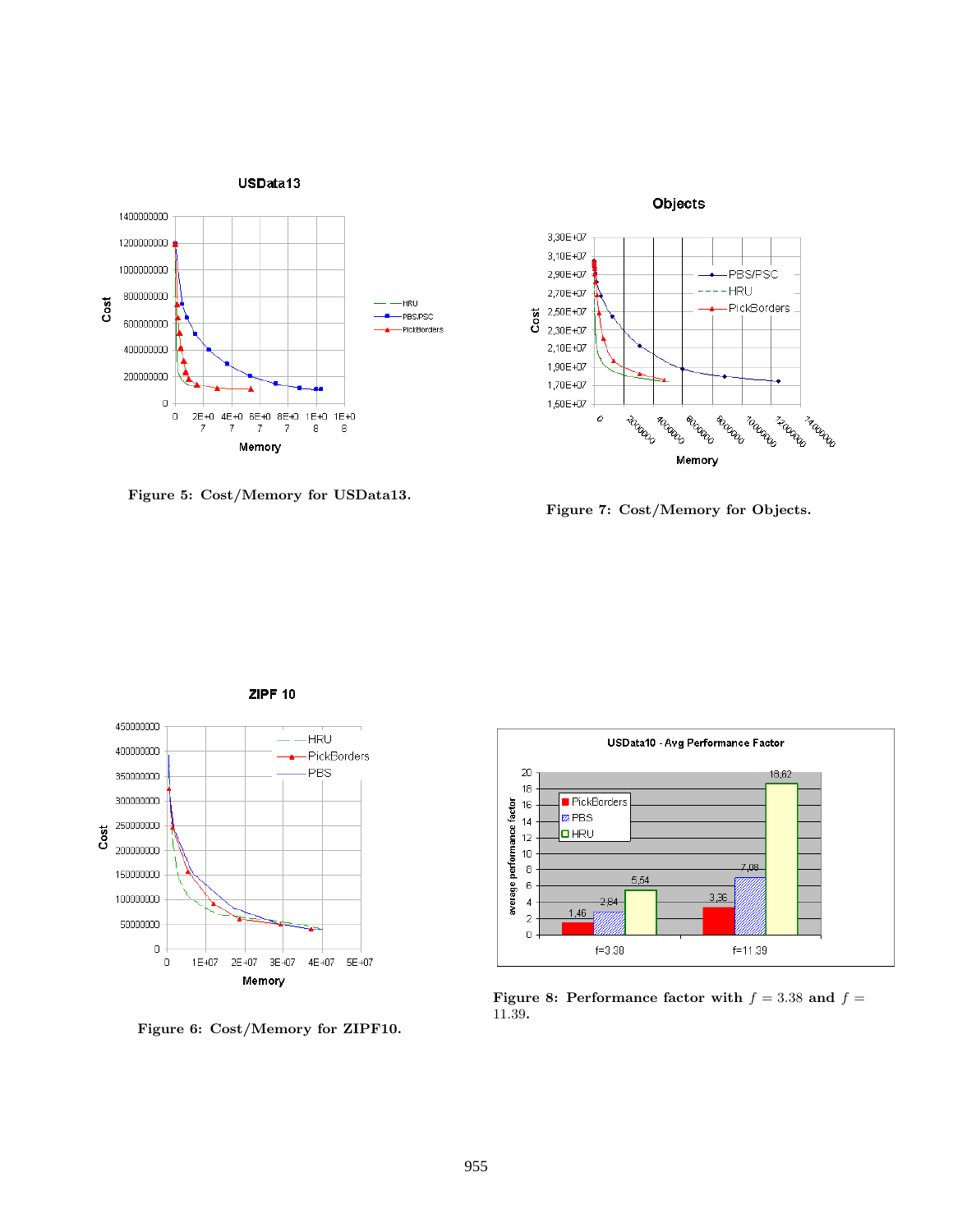Figure 5: Cost/Memory for USData13.

Figure 7: Cost/Memory for Objects.

Figure 6: Cost/Memory for ZIPF10.

Figure 8: Performance factor with $f = 3.38$ and $f = 11.39$.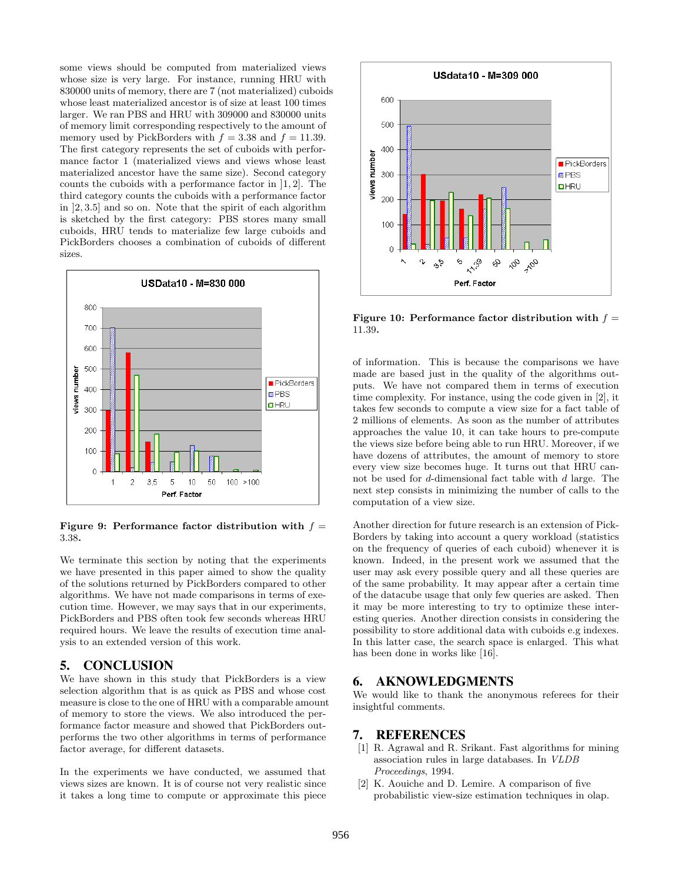some views should be computed from materialized views whose size is very large. For instance, running HRU with 830000 units of memory, there are 7 (not materialized) cuboids whose least materialized ancestor is of size at least 100 times larger. We ran PBS and HRU with 309000 and 830000 units of memory limit corresponding respectively to the amount of memory used by PickBorders with $f = 3.38$ and $f = 11.39$. The first category represents the set of cuboids with performance factor 1 (materialized views and views whose least materialized ancestor have the same size). Second category counts the cuboids with a performance factor in $]1, 2]$. The third category counts the cuboids with a performance factor in $]2, 3.5]$ and so on. Note that the spirit of each algorithm is sketched by the first category: PBS stores many small cuboids, HRU tends to materialize few large cuboids and PickBorders chooses a combination of cuboids of different sizes.

**Figure 9: Performance factor distribution with $f = 3.38$.**

We terminate this section by noting that the experiments we have presented in this paper aimed to show the quality of the solutions returned by PickBorders compared to other algorithms. We have not made comparisons in terms of execution time. However, we may says that in our experiments, PickBorders and PBS often took few seconds whereas HRU required hours. We leave the results of execution time analysis to an extended version of this work.

## 5. CONCLUSION

We have shown in this study that PickBorders is a view selection algorithm that is as quick as PBS and whose cost measure is close to the one of HRU with a comparable amount of memory to store the views. We also introduced the performance factor measure and showed that PickBorders outperforms the two other algorithms in terms of performance factor average, for different datasets.

In the experiments we have conducted, we assumed that views sizes are known. It is of course not very realistic since it takes a long time to compute or approximate this piece of information. This is because the comparisons we have made are based just in the quality of the algorithms outputs. We have not compared them in terms of execution time complexity. For instance, using the code given in [2], it takes few seconds to compute a view size for a fact table of 2 millions of elements. As soon as the number of attributes approaches the value 10, it can take hours to pre-compute the views size before being able to run HRU. Moreover, if we have dozens of attributes, the amount of memory to store every view size becomes huge. It turns out that HRU cannot be used for $d$-dimensional fact table with $d$ large. The next step consists in minimizing the number of calls to the computation of a view size.

**Figure 10: Performance factor distribution with $f = 11.39$.**

Another direction for future research is an extension of PickBorders by taking into account a query workload (statistics on the frequency of queries of each cuboid) whenever it is known. Indeed, in the present work we assumed that the user may ask every possible query and all these queries are of the same probability. It may appear after a certain time of the datacube usage that only few queries are asked. Then it may be more interesting to try to optimize these interesting queries. Another direction consists in considering the possibility to store additional data with cuboids e.g indexes. In this latter case, the search space is enlarged. This what has been done in works like [16].

## 6. AKNOWLEDGMENTS

We would like to thank the anonymous referees for their insightful comments.

## 7. REFERENCES

[1] R. Agrawal and R. Srikant. Fast algorithms for mining association rules in large databases. In *VLDB Proceedings*, 1994.

[2] K. Aouiche and D. Lemire. A comparison of five probabilistic view-size estimation techniques in olap.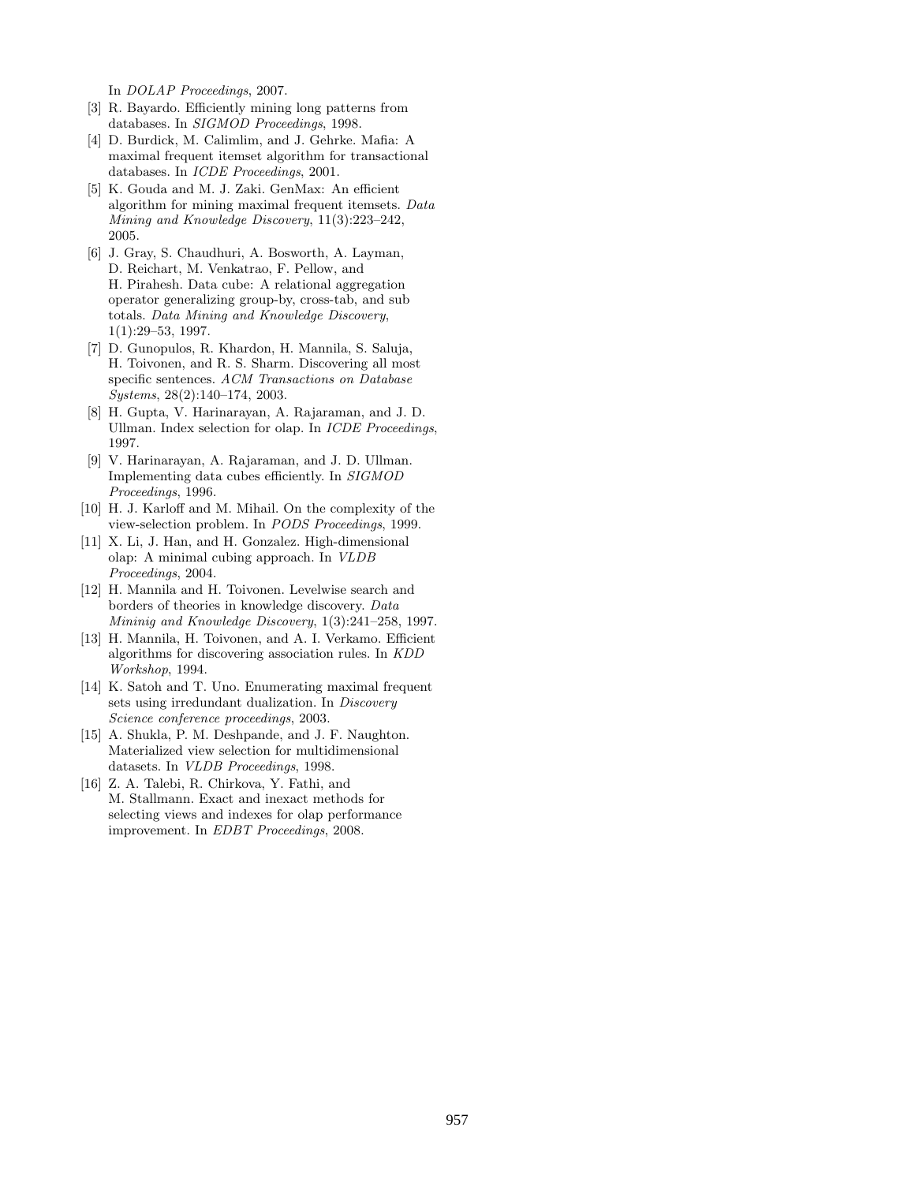In *DOLAP Proceedings*, 2007.

[3] R. Bayardo. Efficiently mining long patterns from databases. In *SIGMOD Proceedings*, 1998.

[4] D. Burdick, M. Calimlim, and J. Gehrke. Mafia: A maximal frequent itemset algorithm for transactional databases. In *ICDE Proceedings*, 2001.

[5] K. Gouda and M. J. Zaki. GenMax: An efficient algorithm for mining maximal frequent itemsets. *Data Mining and Knowledge Discovery*, 11(3):223–242, 2005.

[6] J. Gray, S. Chaudhuri, A. Bosworth, A. Layman, D. Reichart, M. Venkatrao, F. Pellow, and H. Pirahesh. Data cube: A relational aggregation operator generalizing group-by, cross-tab, and sub totals. *Data Mining and Knowledge Discovery*, 1(1):29–53, 1997.

[7] D. Gunopulos, R. Khardon, H. Mannila, S. Saluja, H. Toivonen, and R. S. Sharm. Discovering all most specific sentences. *ACM Transactions on Database Systems*, 28(2):140–174, 2003.

[8] H. Gupta, V. Harinarayan, A. Rajaraman, and J. D. Ullman. Index selection for olap. In *ICDE Proceedings*, 1997.

[9] V. Harinarayan, A. Rajaraman, and J. D. Ullman. Implementing data cubes efficiently. In *SIGMOD Proceedings*, 1996.

[10] H. J. Karloff and M. Mihail. On the complexity of the view-selection problem. In *PODS Proceedings*, 1999.

[11] X. Li, J. Han, and H. Gonzalez. High-dimensional olap: A minimal cubing approach. In *VLDB Proceedings*, 2004.

[12] H. Mannila and H. Toivonen. Levelwise search and borders of theories in knowledge discovery. *Data Mininig and Knowledge Discovery*, 1(3):241–258, 1997.

[13] H. Mannila, H. Toivonen, and A. I. Verkamo. Efficient algorithms for discovering association rules. In *KDD Workshop*, 1994.

[14] K. Satoh and T. Uno. Enumerating maximal frequent sets using irredundant dualization. In *Discovery Science conference proceedings*, 2003.

[15] A. Shukla, P. M. Deshpande, and J. F. Naughton. Materialized view selection for multidimensional datasets. In *VLDB Proceedings*, 1998.

[16] Z. A. Talebi, R. Chirkova, Y. Fathi, and M. Stallmann. Exact and inexact methods for selecting views and indexes for olap performance improvement. In *EDBT Proceedings*, 2008.